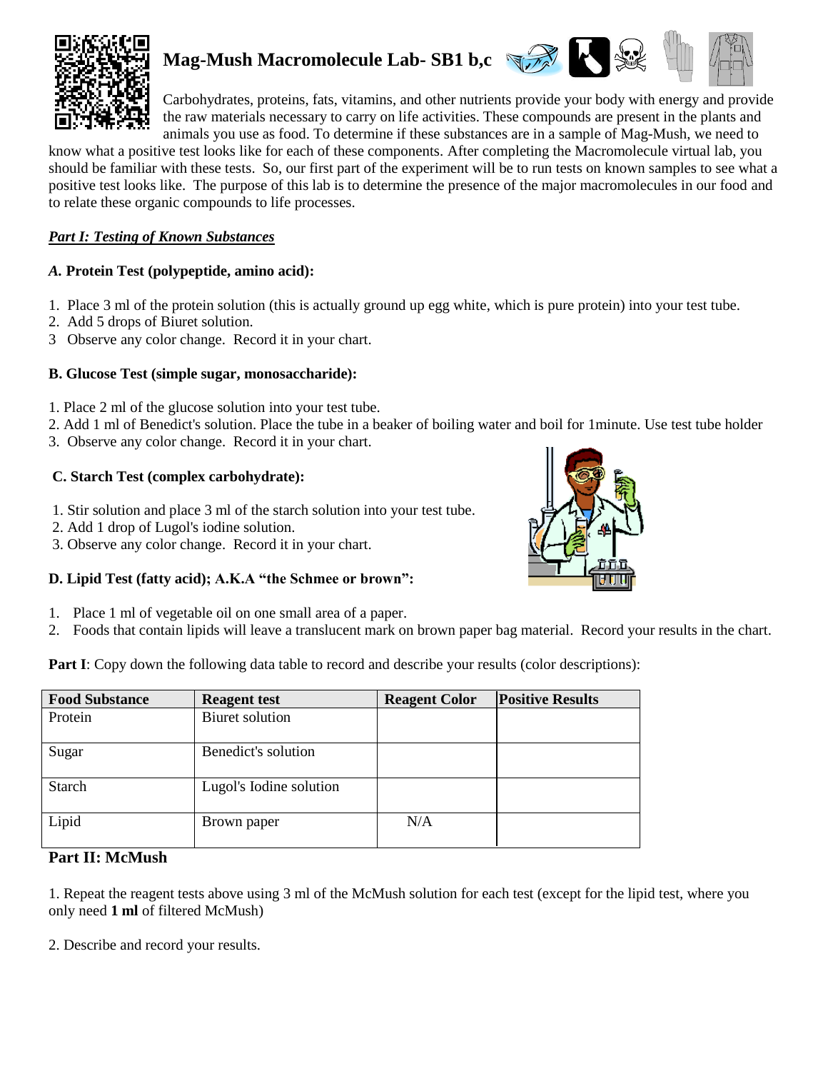# Mag-Mush Macromolecule Lab- SB1 b,c

Carbohydrates, proteins, fats, vitamins, and other nutrients provide your body with energy and provide the raw materials necessary to carry on life activities. These compounds are present in the plants and animals you use as food. To determine if these substances are in a sample of Mag-Mush, we need to know what a positive test looks like for each of these components. After completing the Macromolecule virtual lab, you should be familiar with these tests. So, our first part of the experiment will be to run tests on known samples to see what a positive test looks like. The purpose of this lab is to determine the presence of the major macromolecules in our food and to relate these organic compounds to life processes.

## *Part I: Testing of Known Substances*

### *A.* Protein Test (polypeptide, amino acid):

1. Place 3 ml of the protein solution (this is actually ground up egg white, which is pure protein) into your test tube.
2. Add 5 drops of Biuret solution.
3 Observe any color change. Record it in your chart.

### B. Glucose Test (simple sugar, monosaccharide):

1. Place 2 ml of the glucose solution into your test tube.
2. Add 1 ml of Benedict's solution. Place the tube in a beaker of boiling water and boil for 1minute. Use test tube holder
3. Observe any color change. Record it in your chart.

### C. Starch Test (complex carbohydrate):

1. Stir solution and place 3 ml of the starch solution into your test tube.
2. Add 1 drop of Lugol's iodine solution.
3. Observe any color change. Record it in your chart.

### D. Lipid Test (fatty acid); A.K.A "the Schmee or brown":

1. Place 1 ml of vegetable oil on one small area of a paper.
2. Foods that contain lipids will leave a translucent mark on brown paper bag material. Record your results in the chart.

**Part I**: Copy down the following data table to record and describe your results (color descriptions):

| Food Substance | Reagent test | Reagent Color | Positive Results |
|---|---|---|---|
| Protein | Biuret solution | | |
| Sugar | Benedict's solution | | |
| Starch | Lugol's Iodine solution | | |
| Lipid | Brown paper | N/A | |

## Part II: McMush

1. Repeat the reagent tests above using 3 ml of the McMush solution for each test (except for the lipid test, where you only need **1 ml** of filtered McMush)

2. Describe and record your results.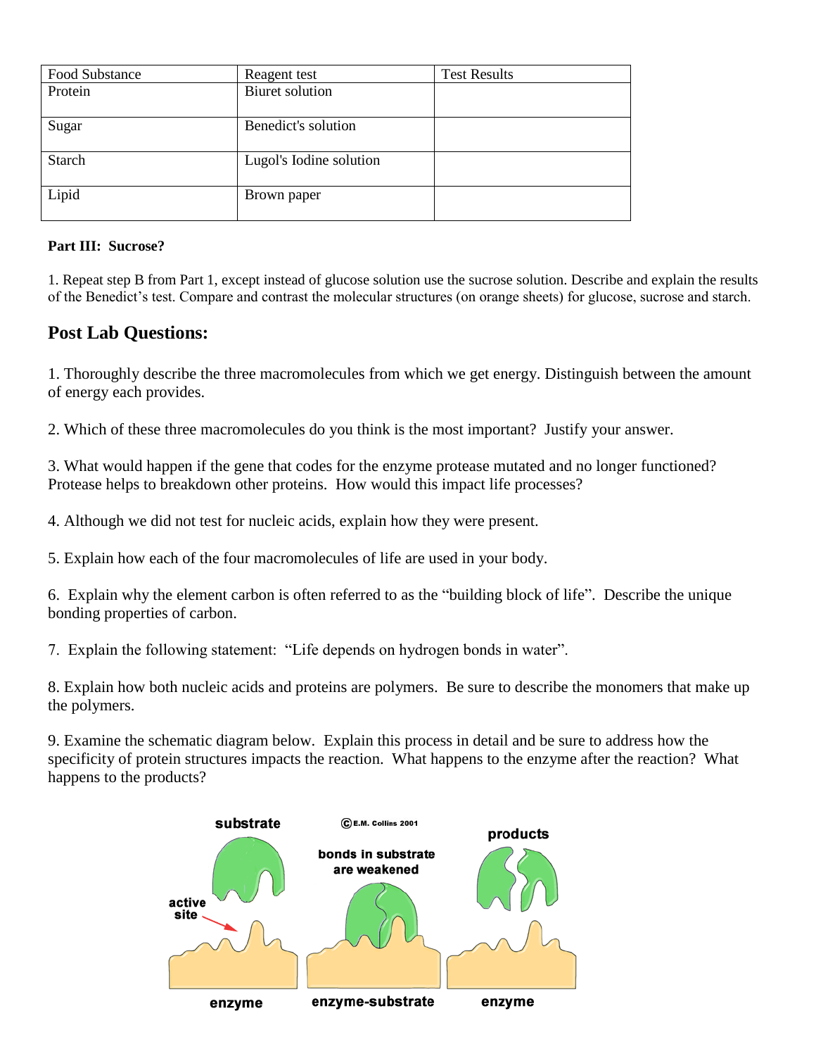| Food Substance | Reagent test | Test Results |
|---|---|---|
| Protein | Biuret solution | |
| Sugar | Benedict's solution | |
| Starch | Lugol's Iodine solution | |
| Lipid | Brown paper | |

**Part III: Sucrose?**

1. Repeat step B from Part 1, except instead of glucose solution use the sucrose solution. Describe and explain the results of the Benedict's test. Compare and contrast the molecular structures (on orange sheets) for glucose, sucrose and starch.

## Post Lab Questions:

1. Thoroughly describe the three macromolecules from which we get energy. Distinguish between the amount of energy each provides.

2. Which of these three macromolecules do you think is the most important? Justify your answer.

3. What would happen if the gene that codes for the enzyme protease mutated and no longer functioned? Protease helps to breakdown other proteins. How would this impact life processes?

4. Although we did not test for nucleic acids, explain how they were present.

5. Explain how each of the four macromolecules of life are used in your body.

6. Explain why the element carbon is often referred to as the "building block of life". Describe the unique bonding properties of carbon.

7. Explain the following statement: "Life depends on hydrogen bonds in water".

8. Explain how both nucleic acids and proteins are polymers. Be sure to describe the monomers that make up the polymers.

9. Examine the schematic diagram below. Explain this process in detail and be sure to address how the specificity of protein structures impacts the reaction. What happens to the enzyme after the reaction? What happens to the products?

substrate

©E.M. Collins 2001

products

bonds in substrate are weakened

active site

enzyme

enzyme-substrate

enzyme